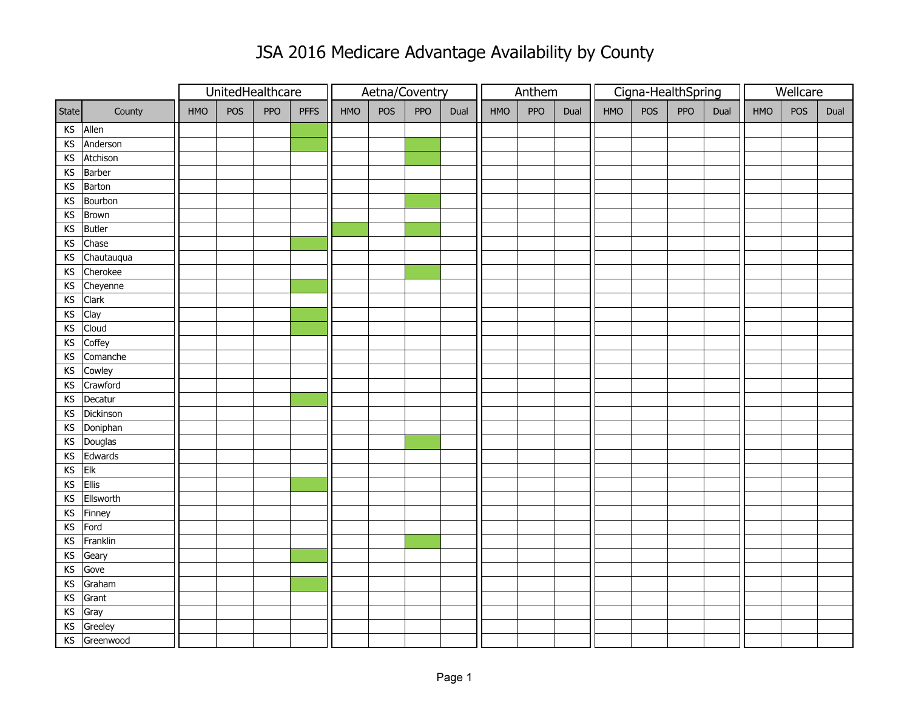# JSA 2016 Medicare Advantage Availability by County

| | | UnitedHealthcare | | | | Aetna/Coventry | | | | Anthem | | | Cigna-HealthSpring | | | | Wellcare | | |
|---|---|---|---|---|---|---|---|---|---|---|---|---|---|---|---|---|---|---|---|
| State | County | HMO | POS | PPO | PFFS | HMO | POS | PPO | Dual | HMO | PPO | Dual | HMO | POS | PPO | Dual | HMO | POS | Dual |
| KS | Allen | | | | ● | | | | | | | | | | | | | | |
| KS | Anderson | | | | ● | | | ● | | | | | | | | | | | |
| KS | Atchison | | | | | | | ● | | | | | | | | | | | |
| KS | Barber | | | | | | | | | | | | | | | | | | |
| KS | Barton | | | | | | | | | | | | | | | | | | |
| KS | Bourbon | | | | | | | ● | | | | | | | | | | | |
| KS | Brown | | | | | | | | | | | | | | | | | | |
| KS | Butler | | | | | ● | | ● | | | | | | | | | | | |
| KS | Chase | | | | ● | | | | | | | | | | | | | | |
| KS | Chautauqua | | | | | | | | | | | | | | | | | | |
| KS | Cherokee | | | | | | | ● | | | | | | | | | | | |
| KS | Cheyenne | | | | ● | | | | | | | | | | | | | | |
| KS | Clark | | | | | | | | | | | | | | | | | | |
| KS | Clay | | | | ● | | | | | | | | | | | | | | |
| KS | Cloud | | | | ● | | | | | | | | | | | | | | |
| KS | Coffey | | | | | | | | | | | | | | | | | | |
| KS | Comanche | | | | | | | | | | | | | | | | | | |
| KS | Cowley | | | | | | | | | | | | | | | | | | |
| KS | Crawford | | | | | | | | | | | | | | | | | | |
| KS | Decatur | | | | ● | | | | | | | | | | | | | | |
| KS | Dickinson | | | | | | | | | | | | | | | | | | |
| KS | Doniphan | | | | | | | | | | | | | | | | | | |
| KS | Douglas | | | | | | | ● | | | | | | | | | | | |
| KS | Edwards | | | | | | | | | | | | | | | | | | |
| KS | Elk | | | | | | | | | | | | | | | | | | |
| KS | Ellis | | | | ● | | | | | | | | | | | | | | |
| KS | Ellsworth | | | | | | | | | | | | | | | | | | |
| KS | Finney | | | | | | | | | | | | | | | | | | |
| KS | Ford | | | | | | | | | | | | | | | | | | |
| KS | Franklin | | | | | | | ● | | | | | | | | | | | |
| KS | Geary | | | | ● | | | | | | | | | | | | | | |
| KS | Gove | | | | | | | | | | | | | | | | | | |
| KS | Graham | | | | ● | | | | | | | | | | | | | | |
| KS | Grant | | | | | | | | | | | | | | | | | | |
| KS | Gray | | | | | | | | | | | | | | | | | | |
| KS | Greeley | | | | | | | | | | | | | | | | | | |
| KS | Greenwood | | | | | | | | | | | | | | | | | | |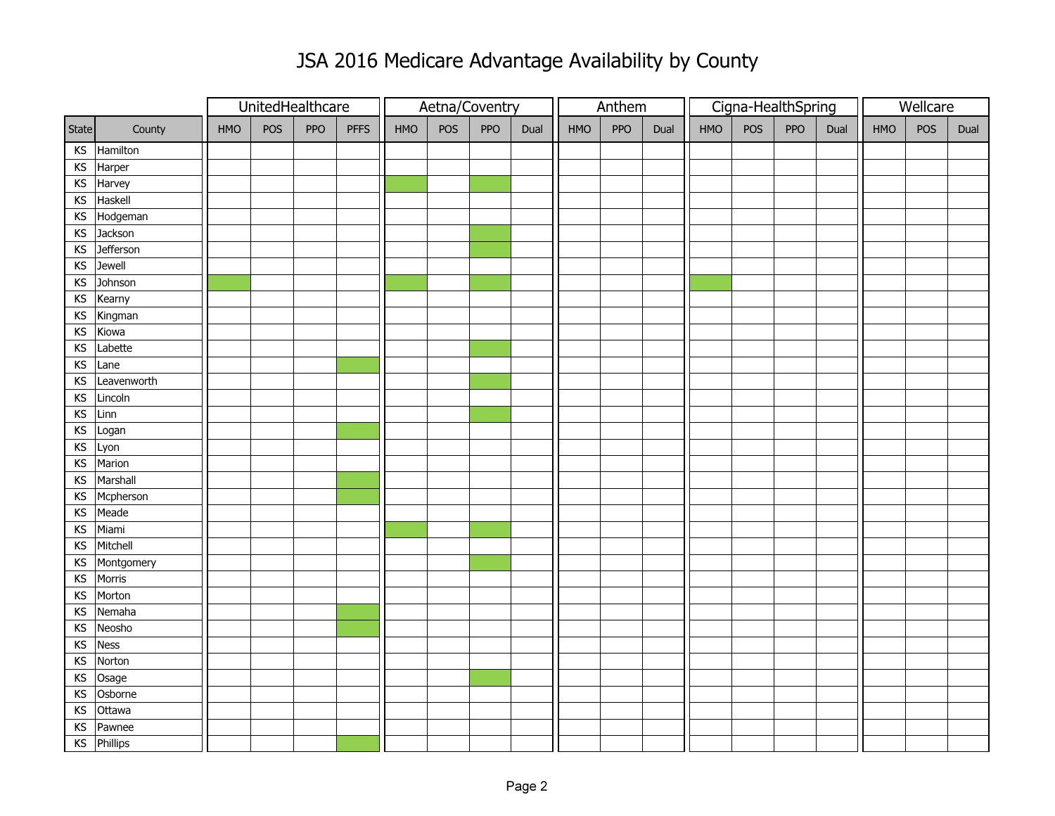# JSA 2016 Medicare Advantage Availability by County

Shaded (green) cells in the original are marked with X.

| | | UnitedHealthcare | | | | Aetna/Coventry | | | | Anthem | | | Cigna-HealthSpring | | | | Wellcare | | |
|---|---|---|---|---|---|---|---|---|---|---|---|---|---|---|---|---|---|---|---|
| State | County | HMO | POS | PPO | PFFS | HMO | POS | PPO | Dual | HMO | PPO | Dual | HMO | POS | PPO | Dual | HMO | POS | Dual |
| KS | Hamilton | | | | | | | | | | | | | | | | | | |
| KS | Harper | | | | | | | | | | | | | | | | | | |
| KS | Harvey | | | | | X | | X | | | | | | | | | | | |
| KS | Haskell | | | | | | | | | | | | | | | | | | |
| KS | Hodgeman | | | | | | | | | | | | | | | | | | |
| KS | Jackson | | | | | | | X | | | | | | | | | | | |
| KS | Jefferson | | | | | | | X | | | | | | | | | | | |
| KS | Jewell | | | | | | | | | | | | | | | | | | |
| KS | Johnson | X | | | | X | | X | | | | | X | | | | | | |
| KS | Kearny | | | | | | | | | | | | | | | | | | |
| KS | Kingman | | | | | | | | | | | | | | | | | | |
| KS | Kiowa | | | | | | | | | | | | | | | | | | |
| KS | Labette | | | | | | | X | | | | | | | | | | | |
| KS | Lane | | | | X | | | | | | | | | | | | | | |
| KS | Leavenworth | | | | | | | X | | | | | | | | | | | |
| KS | Lincoln | | | | | | | | | | | | | | | | | | |
| KS | Linn | | | | | | | X | | | | | | | | | | | |
| KS | Logan | | | | X | | | | | | | | | | | | | | |
| KS | Lyon | | | | | | | | | | | | | | | | | | |
| KS | Marion | | | | | | | | | | | | | | | | | | |
| KS | Marshall | | | | X | | | | | | | | | | | | | | |
| KS | Mcpherson | | | | X | | | | | | | | | | | | | | |
| KS | Meade | | | | | | | | | | | | | | | | | | |
| KS | Miami | | | | | X | | X | | | | | | | | | | | |
| KS | Mitchell | | | | | | | | | | | | | | | | | | |
| KS | Montgomery | | | | | | | X | | | | | | | | | | | |
| KS | Morris | | | | | | | | | | | | | | | | | | |
| KS | Morton | | | | | | | | | | | | | | | | | | |
| KS | Nemaha | | | | X | | | | | | | | | | | | | | |
| KS | Neosho | | | | X | | | | | | | | | | | | | | |
| KS | Ness | | | | | | | | | | | | | | | | | | |
| KS | Norton | | | | | | | | | | | | | | | | | | |
| KS | Osage | | | | | | | X | | | | | | | | | | | |
| KS | Osborne | | | | | | | | | | | | | | | | | | |
| KS | Ottawa | | | | | | | | | | | | | | | | | | |
| KS | Pawnee | | | | | | | | | | | | | | | | | | |
| KS | Phillips | | | | X | | | | | | | | | | | | | | |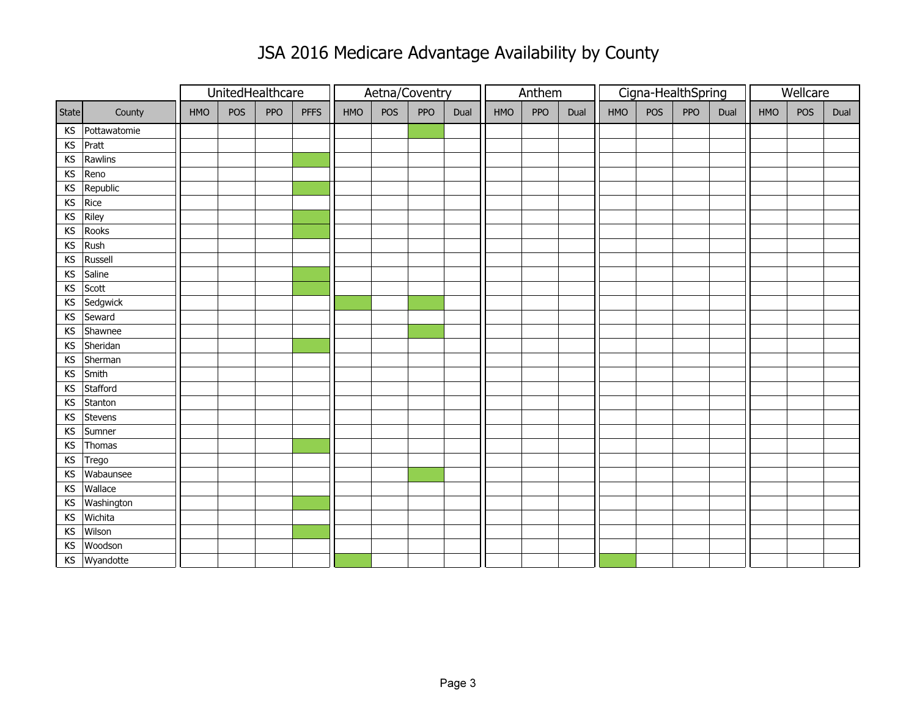# JSA 2016 Medicare Advantage Availability by County

| | | UnitedHealthcare | | | | Aetna/Coventry | | | | Anthem | | | Cigna-HealthSpring | | | | Wellcare | | |
|---|---|---|---|---|---|---|---|---|---|---|---|---|---|---|---|---|---|---|---|
| State | County | HMO | POS | PPO | PFFS | HMO | POS | PPO | Dual | HMO | PPO | Dual | HMO | POS | PPO | Dual | HMO | POS | Dual |
| KS | Pottawatomie | | | | | | | X | | | | | | | | | | | |
| KS | Pratt | | | | | | | | | | | | | | | | | | |
| KS | Rawlins | | | | X | | | | | | | | | | | | | | |
| KS | Reno | | | | | | | | | | | | | | | | | | |
| KS | Republic | | | | X | | | | | | | | | | | | | | |
| KS | Rice | | | | | | | | | | | | | | | | | | |
| KS | Riley | | | | X | | | | | | | | | | | | | | |
| KS | Rooks | | | | X | | | | | | | | | | | | | | |
| KS | Rush | | | | | | | | | | | | | | | | | | |
| KS | Russell | | | | | | | | | | | | | | | | | | |
| KS | Saline | | | | X | | | | | | | | | | | | | | |
| KS | Scott | | | | X | | | | | | | | | | | | | | |
| KS | Sedgwick | | | | | X | | X | | | | | | | | | | | |
| KS | Seward | | | | | | | | | | | | | | | | | | |
| KS | Shawnee | | | | | | | X | | | | | | | | | | | |
| KS | Sheridan | | | | X | | | | | | | | | | | | | | |
| KS | Sherman | | | | | | | | | | | | | | | | | | |
| KS | Smith | | | | | | | | | | | | | | | | | | |
| KS | Stafford | | | | | | | | | | | | | | | | | | |
| KS | Stanton | | | | | | | | | | | | | | | | | | |
| KS | Stevens | | | | | | | | | | | | | | | | | | |
| KS | Sumner | | | | | | | | | | | | | | | | | | |
| KS | Thomas | | | | X | | | | | | | | | | | | | | |
| KS | Trego | | | | | | | | | | | | | | | | | | |
| KS | Wabaunsee | | | | | | | X | | | | | | | | | | | |
| KS | Wallace | | | | | | | | | | | | | | | | | | |
| KS | Washington | | | | X | | | | | | | | | | | | | | |
| KS | Wichita | | | | | | | | | | | | | | | | | | |
| KS | Wilson | | | | X | | | | | | | | | | | | | | |
| KS | Woodson | | | | | | | | | | | | | | | | | | |
| KS | Wyandotte | | | | | X | | | | | | | X | | | | | | |